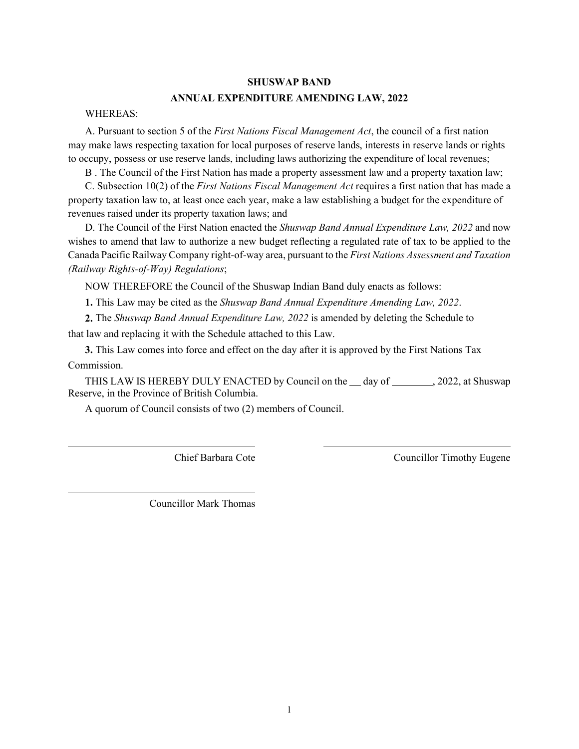# SHUSWAP BAND

## ANNUAL EXPENDITURE AMENDING LAW, 2022

WHEREAS:

A. Pursuant to section 5 of the *First Nations Fiscal Management Act*, the council of a first nation may make laws respecting taxation for local purposes of reserve lands, interests in reserve lands or rights to occupy, possess or use reserve lands, including laws authorizing the expenditure of local revenues;

B . The Council of the First Nation has made a property assessment law and a property taxation law;

C. Subsection 10(2) of the *First Nations Fiscal Management Act* requires a first nation that has made a property taxation law to, at least once each year, make a law establishing a budget for the expenditure of revenues raised under its property taxation laws; and

D. The Council of the First Nation enacted the *Shuswap Band Annual Expenditure Law, 2022* and now wishes to amend that law to authorize a new budget reflecting a regulated rate of tax to be applied to the Canada Pacific Railway Company right-of-way area, pursuant to the *First Nations Assessment and Taxation (Railway Rights-of-Way) Regulations*;

NOW THEREFORE the Council of the Shuswap Indian Band duly enacts as follows:

**1.** This Law may be cited as the *Shuswap Band Annual Expenditure Amending Law, 2022*.

**2.** The *Shuswap Band Annual Expenditure Law, 2022* is amended by deleting the Schedule to that law and replacing it with the Schedule attached to this Law.

**3.** This Law comes into force and effect on the day after it is approved by the First Nations Tax Commission.

THIS LAW IS HEREBY DULY ENACTED by Council on the __ day of ________, 2022, at Shuswap Reserve, in the Province of British Columbia.

A quorum of Council consists of two (2) members of Council.

______________________________
Chief Barbara Cote

______________________________
Councillor Timothy Eugene

______________________________
Councillor Mark Thomas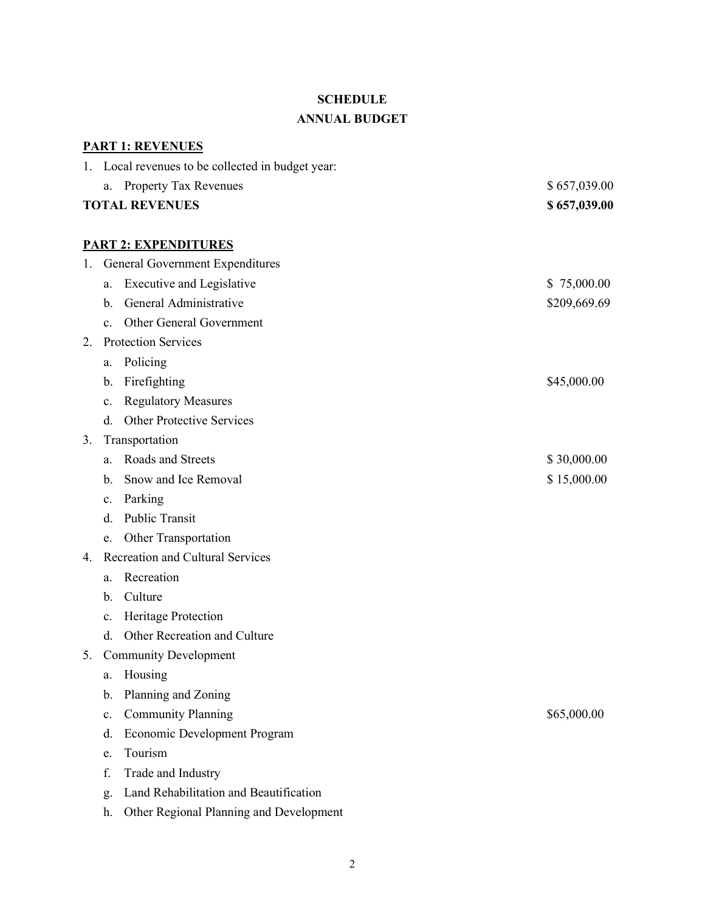**SCHEDULE**

**ANNUAL BUDGET**

**PART 1: REVENUES**

| | |
|---|---|
| 1. Local revenues to be collected in budget year: | |
| a. Property Tax Revenues | $ 657,039.00 |
| **TOTAL REVENUES** | **$ 657,039.00** |

**PART 2: EXPENDITURES**

| | |
|---|---|
| 1. General Government Expenditures | |
| a. Executive and Legislative | $ 75,000.00 |
| b. General Administrative | $209,669.69 |
| c. Other General Government | |
| 2. Protection Services | |
| a. Policing | |
| b. Firefighting | $45,000.00 |
| c. Regulatory Measures | |
| d. Other Protective Services | |
| 3. Transportation | |
| a. Roads and Streets | $ 30,000.00 |
| b. Snow and Ice Removal | $ 15,000.00 |
| c. Parking | |
| d. Public Transit | |
| e. Other Transportation | |
| 4. Recreation and Cultural Services | |
| a. Recreation | |
| b. Culture | |
| c. Heritage Protection | |
| d. Other Recreation and Culture | |
| 5. Community Development | |
| a. Housing | |
| b. Planning and Zoning | |
| c. Community Planning | $65,000.00 |
| d. Economic Development Program | |
| e. Tourism | |
| f. Trade and Industry | |
| g. Land Rehabilitation and Beautification | |
| h. Other Regional Planning and Development | |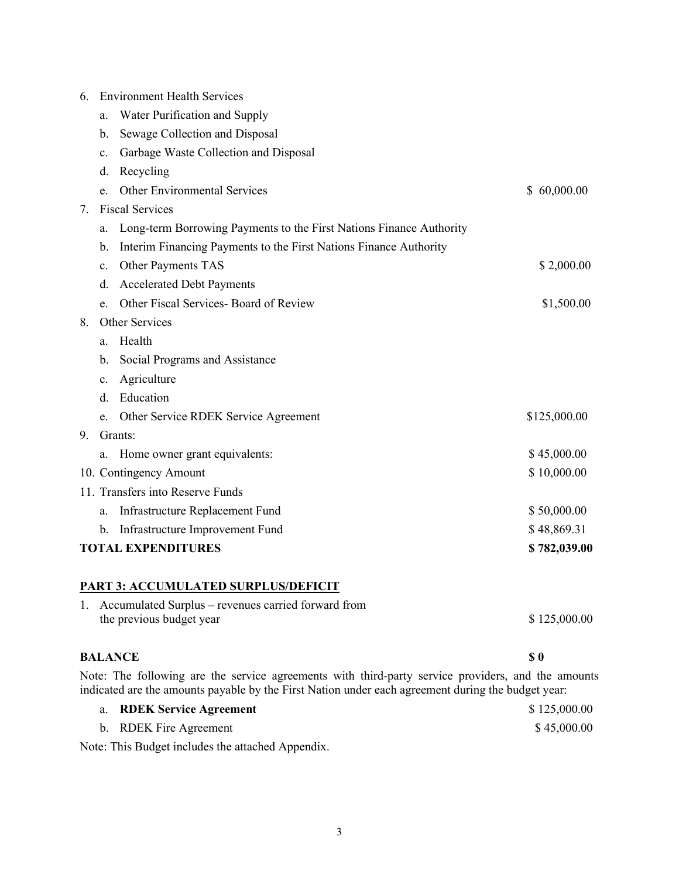| | |
|---|---|
| 6. Environment Health Services | |
| a. Water Purification and Supply | |
| b. Sewage Collection and Disposal | |
| c. Garbage Waste Collection and Disposal | |
| d. Recycling | |
| e. Other Environmental Services | $ 60,000.00 |
| 7. Fiscal Services | |
| a. Long-term Borrowing Payments to the First Nations Finance Authority | |
| b. Interim Financing Payments to the First Nations Finance Authority | |
| c. Other Payments TAS | $ 2,000.00 |
| d. Accelerated Debt Payments | |
| e. Other Fiscal Services- Board of Review | $1,500.00 |
| 8. Other Services | |
| a. Health | |
| b. Social Programs and Assistance | |
| c. Agriculture | |
| d. Education | |
| e. Other Service RDEK Service Agreement | $125,000.00 |
| 9. Grants: | |
| a. Home owner grant equivalents: | $ 45,000.00 |
| 10. Contingency Amount | $ 10,000.00 |
| 11. Transfers into Reserve Funds | |
| a. Infrastructure Replacement Fund | $ 50,000.00 |
| b. Infrastructure Improvement Fund | $ 48,869.31 |
| **TOTAL EXPENDITURES** | **$ 782,039.00** |

## PART 3: ACCUMULATED SURPLUS/DEFICIT

| | |
|---|---|
| 1. Accumulated Surplus – revenues carried forward from the previous budget year | $ 125,000.00 |

| | |
|---|---|
| **BALANCE** | **$ 0** |

Note: The following are the service agreements with third-party service providers, and the amounts indicated are the amounts payable by the First Nation under each agreement during the budget year:

| | |
|---|---|
| a. **RDEK Service Agreement** | $ 125,000.00 |
| b. RDEK Fire Agreement | $ 45,000.00 |

Note: This Budget includes the attached Appendix.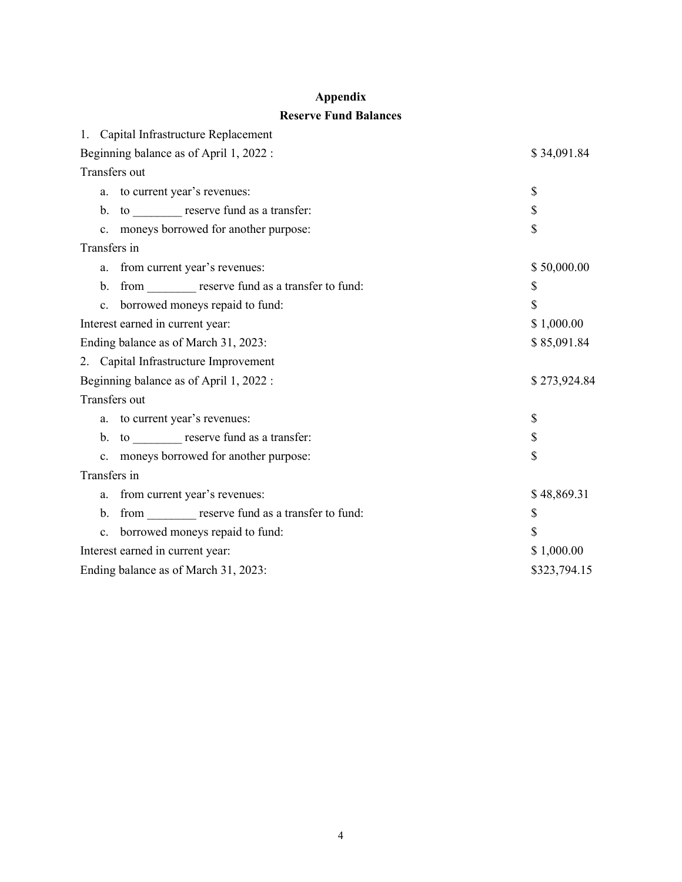# Appendix

## Reserve Fund Balances

| | |
|---|---|
| 1. Capital Infrastructure Replacement | |
| Beginning balance as of April 1, 2022 : | $ 34,091.84 |
| Transfers out | |
| a. to current year's revenues: | $ |
| b. to ________ reserve fund as a transfer: | $ |
| c. moneys borrowed for another purpose: | $ |
| Transfers in | |
| a. from current year's revenues: | $ 50,000.00 |
| b. from ________ reserve fund as a transfer to fund: | $ |
| c. borrowed moneys repaid to fund: | $ |
| Interest earned in current year: | $ 1,000.00 |
| Ending balance as of March 31, 2023: | $ 85,091.84 |
| 2. Capital Infrastructure Improvement | |
| Beginning balance as of April 1, 2022 : | $ 273,924.84 |
| Transfers out | |
| a. to current year's revenues: | $ |
| b. to ________ reserve fund as a transfer: | $ |
| c. moneys borrowed for another purpose: | $ |
| Transfers in | |
| a. from current year's revenues: | $ 48,869.31 |
| b. from ________ reserve fund as a transfer to fund: | $ |
| c. borrowed moneys repaid to fund: | $ |
| Interest earned in current year: | $ 1,000.00 |
| Ending balance as of March 31, 2023: | $323,794.15 |